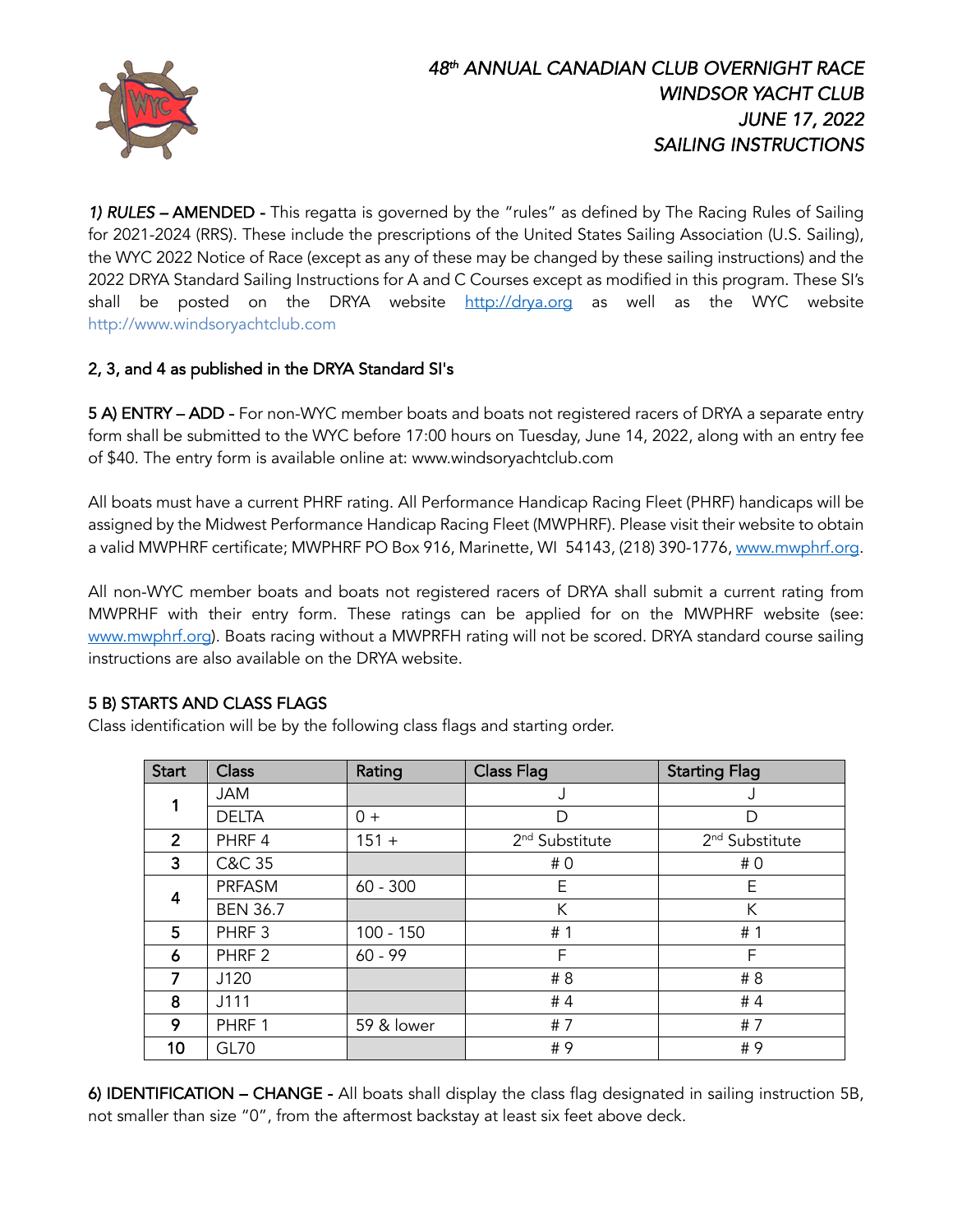# *48th ANNUAL CANADIAN CLUB OVERNIGHT RACE*
# *WINDSOR YACHT CLUB*
# *JUNE 17, 2022*
# *SAILING INSTRUCTIONS*

***1) RULES* – AMENDED -** This regatta is governed by the "rules" as defined by The Racing Rules of Sailing for 2021-2024 (RRS). These include the prescriptions of the United States Sailing Association (U.S. Sailing), the WYC 2022 Notice of Race (except as any of these may be changed by these sailing instructions) and the 2022 DRYA Standard Sailing Instructions for A and C Courses except as modified in this program. These SI's shall be posted on the DRYA website http://drya.org as well as the WYC website http://www.windsoryachtclub.com

**2, 3, and 4 as published in the DRYA Standard SI's**

**5 A) ENTRY – ADD -** For non-WYC member boats and boats not registered racers of DRYA a separate entry form shall be submitted to the WYC before 17:00 hours on Tuesday, June 14, 2022, along with an entry fee of $40. The entry form is available online at: www.windsoryachtclub.com

All boats must have a current PHRF rating. All Performance Handicap Racing Fleet (PHRF) handicaps will be assigned by the Midwest Performance Handicap Racing Fleet (MWPHRF). Please visit their website to obtain a valid MWPHRF certificate; MWPHRF PO Box 916, Marinette, WI 54143, (218) 390-1776, www.mwphrf.org.

All non-WYC member boats and boats not registered racers of DRYA shall submit a current rating from MWPRHF with their entry form. These ratings can be applied for on the MWPHRF website (see: www.mwphrf.org). Boats racing without a MWPRFH rating will not be scored. DRYA standard course sailing instructions are also available on the DRYA website.

**5 B) STARTS AND CLASS FLAGS**

Class identification will be by the following class flags and starting order.

| Start | Class | Rating | Class Flag | Starting Flag |
|---|---|---|---|---|
| 1 | JAM | | J | J |
| | DELTA | 0 + | D | D |
| 2 | PHRF 4 | 151 + | 2nd Substitute | 2nd Substitute |
| 3 | C&C 35 | | # 0 | # 0 |
| 4 | PRFASM | 60 - 300 | E | E |
| | BEN 36.7 | | K | K |
| 5 | PHRF 3 | 100 - 150 | # 1 | # 1 |
| 6 | PHRF 2 | 60 - 99 | F | F |
| 7 | J120 | | # 8 | # 8 |
| 8 | J111 | | # 4 | # 4 |
| 9 | PHRF 1 | 59 & lower | # 7 | # 7 |
| 10 | GL70 | | # 9 | # 9 |

**6) IDENTIFICATION – CHANGE -** All boats shall display the class flag designated in sailing instruction 5B, not smaller than size "0", from the aftermost backstay at least six feet above deck.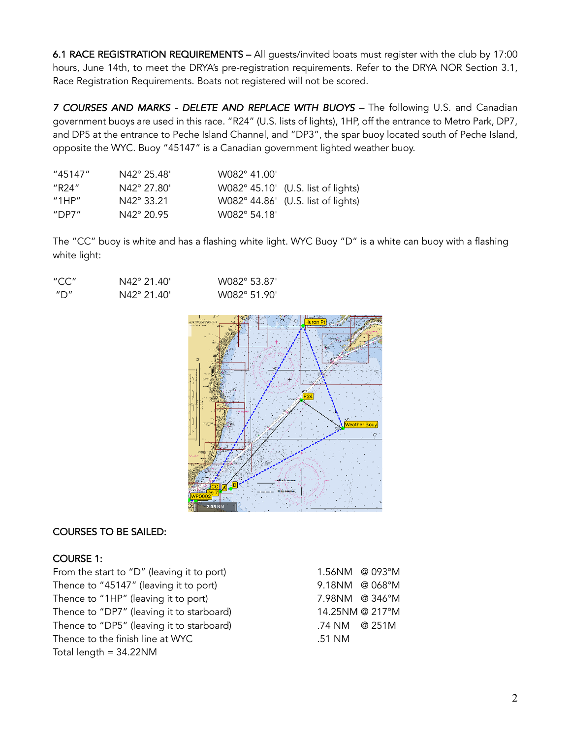**6.1 RACE REGISTRATION REQUIREMENTS –** All guests/invited boats must register with the club by 17:00 hours, June 14th, to meet the DRYA's pre-registration requirements. Refer to the DRYA NOR Section 3.1, Race Registration Requirements. Boats not registered will not be scored.

***7 COURSES AND MARKS - DELETE AND REPLACE WITH BUOYS –*** The following U.S. and Canadian government buoys are used in this race. "R24" (U.S. lists of lights), 1HP, off the entrance to Metro Park, DP7, and DP5 at the entrance to Peche Island Channel, and "DP3", the spar buoy located south of Peche Island, opposite the WYC. Buoy "45147" is a Canadian government lighted weather buoy.

| | | |
|---|---|---|
| "45147" | N42° 25.48' | W082° 41.00' |
| "R24" | N42° 27.80' | W082° 45.10' (U.S. list of lights) |
| "1HP" | N42° 33.21 | W082° 44.86' (U.S. list of lights) |
| "DP7" | N42° 20.95 | W082° 54.18' |

The "CC" buoy is white and has a flashing white light. WYC Buoy "D" is a white can buoy with a flashing white light:

| | | |
|---|---|---|
| "CC" | N42° 21.40' | W082° 53.87' |
| "D" | N42° 21.40' | W082° 51.90' |

COURSES TO BE SAILED:

COURSE 1:

| | |
|---|---|
| From the start to "D" (leaving it to port) | 1.56NM @ 093°M |
| Thence to "45147" (leaving it to port) | 9.18NM @ 068°M |
| Thence to "1HP" (leaving it to port) | 7.98NM @ 346°M |
| Thence to "DP7" (leaving it to starboard) | 14.25NM @ 217°M |
| Thence to "DP5" (leaving it to starboard) | .74 NM @ 251M |
| Thence to the finish line at WYC | .51 NM |

Total length = 34.22NM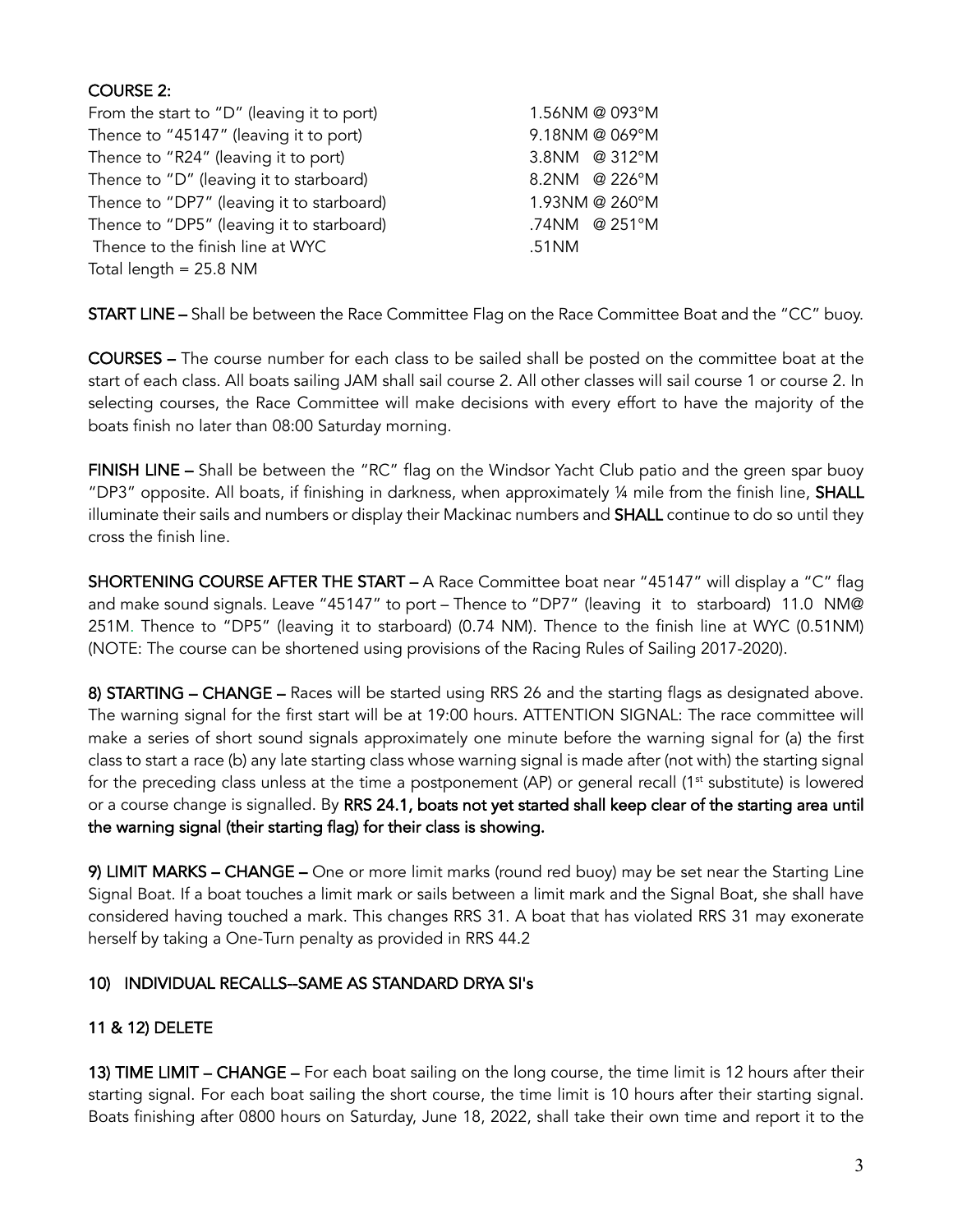**COURSE 2:**

| | |
|---|---|
| From the start to "D" (leaving it to port) | 1.56NM @ 093°M |
| Thence to "45147" (leaving it to port) | 9.18NM @ 069°M |
| Thence to "R24" (leaving it to port) | 3.8NM @ 312°M |
| Thence to "D" (leaving it to starboard) | 8.2NM @ 226°M |
| Thence to "DP7" (leaving it to starboard) | 1.93NM @ 260°M |
| Thence to "DP5" (leaving it to starboard) | .74NM @ 251°M |
| Thence to the finish line at WYC | .51NM |

Total length = 25.8 NM

**START LINE –** Shall be between the Race Committee Flag on the Race Committee Boat and the "CC" buoy.

**COURSES –** The course number for each class to be sailed shall be posted on the committee boat at the start of each class. All boats sailing JAM shall sail course 2. All other classes will sail course 1 or course 2. In selecting courses, the Race Committee will make decisions with every effort to have the majority of the boats finish no later than 08:00 Saturday morning.

**FINISH LINE –** Shall be between the "RC" flag on the Windsor Yacht Club patio and the green spar buoy "DP3" opposite. All boats, if finishing in darkness, when approximately ¼ mile from the finish line, **SHALL** illuminate their sails and numbers or display their Mackinac numbers and **SHALL** continue to do so until they cross the finish line.

**SHORTENING COURSE AFTER THE START –** A Race Committee boat near "45147" will display a "C" flag and make sound signals. Leave "45147" to port – Thence to "DP7" (leaving it to starboard) 11.0 NM@ 251M. Thence to "DP5" (leaving it to starboard) (0.74 NM). Thence to the finish line at WYC (0.51NM) (NOTE: The course can be shortened using provisions of the Racing Rules of Sailing 2017-2020).

**8) STARTING – CHANGE –** Races will be started using RRS 26 and the starting flags as designated above. The warning signal for the first start will be at 19:00 hours. ATTENTION SIGNAL: The race committee will make a series of short sound signals approximately one minute before the warning signal for (a) the first class to start a race (b) any late starting class whose warning signal is made after (not with) the starting signal for the preceding class unless at the time a postponement (AP) or general recall (1st substitute) is lowered or a course change is signalled. By **RRS 24.1, boats not yet started shall keep clear of the starting area until the warning signal (their starting flag) for their class is showing.**

**9) LIMIT MARKS – CHANGE –** One or more limit marks (round red buoy) may be set near the Starting Line Signal Boat. If a boat touches a limit mark or sails between a limit mark and the Signal Boat, she shall have considered having touched a mark. This changes RRS 31. A boat that has violated RRS 31 may exonerate herself by taking a One-Turn penalty as provided in RRS 44.2

**10) INDIVIDUAL RECALLS--SAME AS STANDARD DRYA SI's**

**11 & 12) DELETE**

**13) TIME LIMIT – CHANGE –** For each boat sailing on the long course, the time limit is 12 hours after their starting signal. For each boat sailing the short course, the time limit is 10 hours after their starting signal. Boats finishing after 0800 hours on Saturday, June 18, 2022, shall take their own time and report it to the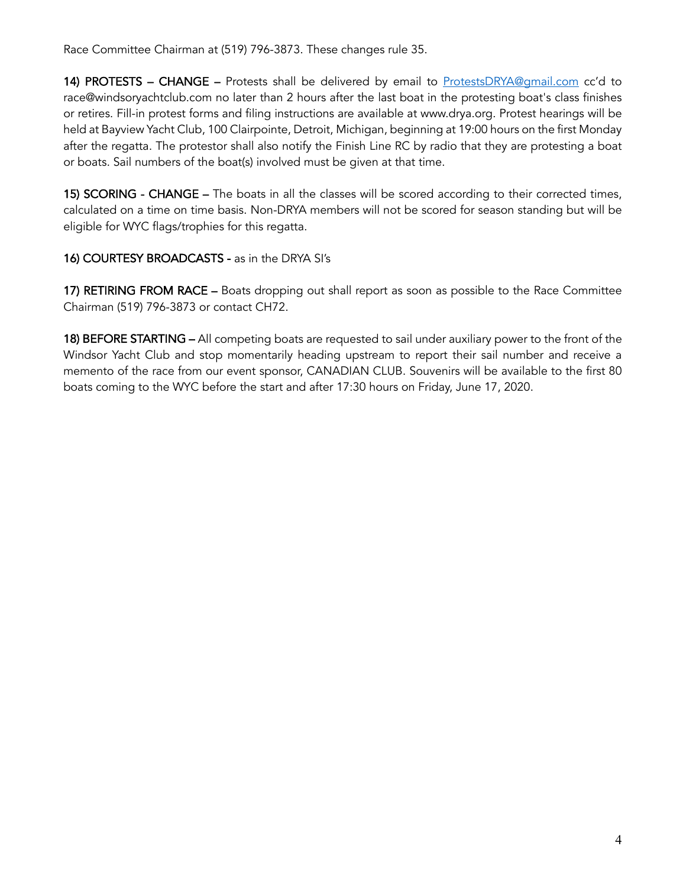Race Committee Chairman at (519) 796-3873. These changes rule 35.

**14) PROTESTS – CHANGE –** Protests shall be delivered by email to [ProtestsDRYA@gmail.com](mailto:ProtestsDRYA@gmail.com) cc'd to race@windsoryachtclub.com no later than 2 hours after the last boat in the protesting boat's class finishes or retires. Fill-in protest forms and filing instructions are available at www.drya.org. Protest hearings will be held at Bayview Yacht Club, 100 Clairpointe, Detroit, Michigan, beginning at 19:00 hours on the first Monday after the regatta. The protestor shall also notify the Finish Line RC by radio that they are protesting a boat or boats. Sail numbers of the boat(s) involved must be given at that time.

**15) SCORING - CHANGE –** The boats in all the classes will be scored according to their corrected times, calculated on a time on time basis. Non-DRYA members will not be scored for season standing but will be eligible for WYC flags/trophies for this regatta.

**16) COURTESY BROADCASTS -** as in the DRYA SI's

**17) RETIRING FROM RACE –** Boats dropping out shall report as soon as possible to the Race Committee Chairman (519) 796-3873 or contact CH72.

**18) BEFORE STARTING –** All competing boats are requested to sail under auxiliary power to the front of the Windsor Yacht Club and stop momentarily heading upstream to report their sail number and receive a memento of the race from our event sponsor, CANADIAN CLUB. Souvenirs will be available to the first 80 boats coming to the WYC before the start and after 17:30 hours on Friday, June 17, 2020.